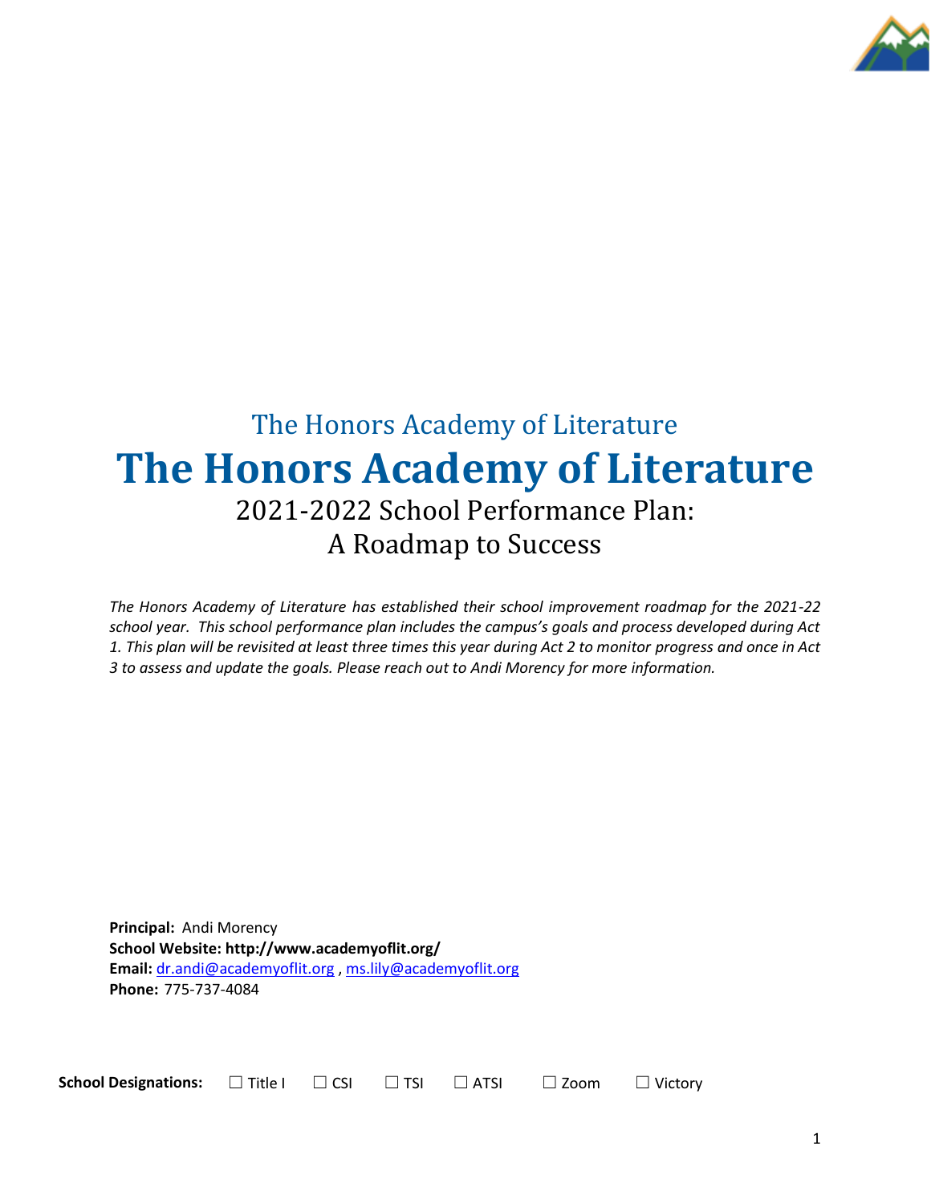The Honors Academy of Literature

# The Honors Academy of Literature

## 2021-2022 School Performance Plan: A Roadmap to Success

*The Honors Academy of Literature has established their school improvement roadmap for the 2021-22 school year. This school performance plan includes the campus's goals and process developed during Act 1. This plan will be revisited at least three times this year during Act 2 to monitor progress and once in Act 3 to assess and update the goals. Please reach out to Andi Morency for more information.*

**Principal:** Andi Morency
**School Website: http://www.academyoflit.org/**
**Email:** dr.andi@academyoflit.org , ms.lily@academyoflit.org
**Phone:** 775-737-4084

**School Designations:** ☐ Title I ☐ CSI ☐ TSI ☐ ATSI ☐ Zoom ☐ Victory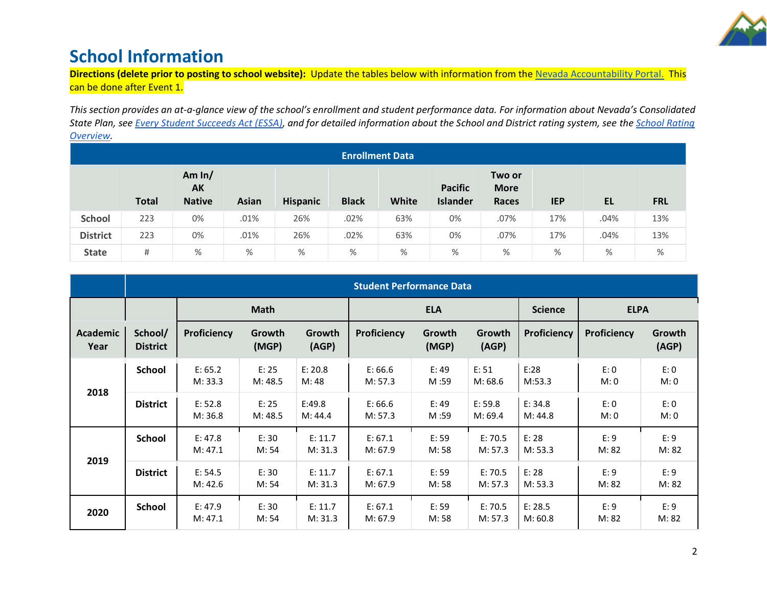# School Information

**Directions (delete prior to posting to school website):** Update the tables below with information from the Nevada Accountability Portal. This can be done after Event 1.

*This section provides an at-a-glance view of the school's enrollment and student performance data. For information about Nevada's Consolidated State Plan, see Every Student Succeeds Act (ESSA), and for detailed information about the School and District rating system, see the School Rating Overview.*

| Enrollment Data | | | | | | | | | | | |
|---|---|---|---|---|---|---|---|---|---|---|---|
| | **Total** | **Am In/ AK Native** | **Asian** | **Hispanic** | **Black** | **White** | **Pacific Islander** | **Two or More Races** | **IEP** | **EL** | **FRL** |
| **School** | 223 | 0% | .01% | 26% | .02% | 63% | 0% | .07% | 17% | .04% | 13% |
| **District** | 223 | 0% | .01% | 26% | .02% | 63% | 0% | .07% | 17% | .04% | 13% |
| **State** | # | % | % | % | % | % | % | % | % | % | % |

| | Student Performance Data | | | | | | | | | |
|---|---|---|---|---|---|---|---|---|---|---|
| | | **Math** | | | **ELA** | | | **Science** | **ELPA** | |
| **Academic Year** | **School/ District** | **Proficiency** | **Growth (MGP)** | **Growth (AGP)** | **Proficiency** | **Growth (MGP)** | **Growth (AGP)** | **Proficiency** | **Proficiency** | **Growth (AGP)** |
| **2018** | **School** | E: 65.2 M: 33.3 | E: 25 M: 48.5 | E: 20.8 M: 48 | E: 66.6 M: 57.3 | E: 49 M :59 | E: 51 M: 68.6 | E:28 M:53.3 | E: 0 M: 0 | E: 0 M: 0 |
| | **District** | E: 52.8 M: 36.8 | E: 25 M: 48.5 | E:49.8 M: 44.4 | E: 66.6 M: 57.3 | E: 49 M :59 | E: 59.8 M: 69.4 | E: 34.8 M: 44.8 | E: 0 M: 0 | E: 0 M: 0 |
| **2019** | **School** | E: 47.8 M: 47.1 | E: 30 M: 54 | E: 11.7 M: 31.3 | E: 67.1 M: 67.9 | E: 59 M: 58 | E: 70.5 M: 57.3 | E: 28 M: 53.3 | E: 9 M: 82 | E: 9 M: 82 |
| | **District** | E: 54.5 M: 42.6 | E: 30 M: 54 | E: 11.7 M: 31.3 | E: 67.1 M: 67.9 | E: 59 M: 58 | E: 70.5 M: 57.3 | E: 28 M: 53.3 | E: 9 M: 82 | E: 9 M: 82 |
| **2020** | **School** | E: 47.9 M: 47.1 | E: 30 M: 54 | E: 11.7 M: 31.3 | E: 67.1 M: 67.9 | E: 59 M: 58 | E: 70.5 M: 57.3 | E: 28.5 M: 60.8 | E: 9 M: 82 | E: 9 M: 82 |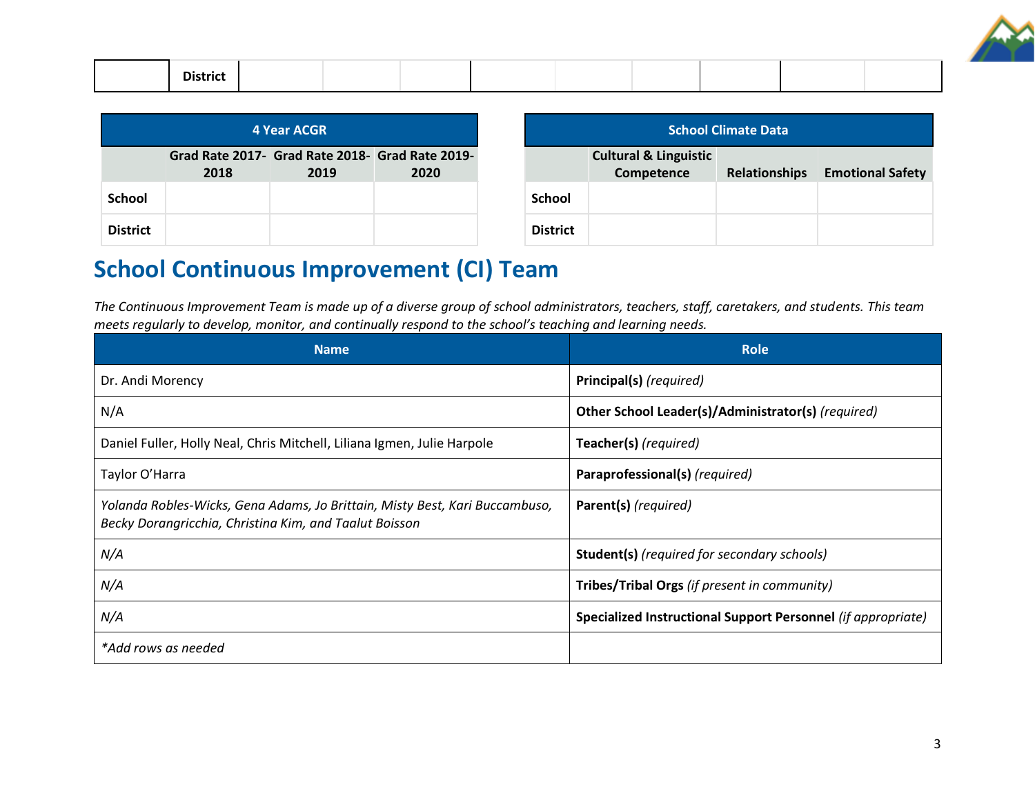| | District | | | | | | | | | |
|---|---|---|---|---|---|---|---|---|---|---|

| 4 Year ACGR | | | |
|---|---|---|---|
| | Grad Rate 2017-2018 | Grad Rate 2018-2019 | Grad Rate 2019-2020 |
| School | | | |
| District | | | |

| School Climate Data | | | |
|---|---|---|---|
| | Cultural & Linguistic Competence | Relationships | Emotional Safety |
| School | | | |
| District | | | |

# School Continuous Improvement (CI) Team

*The Continuous Improvement Team is made up of a diverse group of school administrators, teachers, staff, caretakers, and students. This team meets regularly to develop, monitor, and continually respond to the school's teaching and learning needs.*

| Name | Role |
|---|---|
| Dr. Andi Morency | **Principal(s)** *(required)* |
| N/A | **Other School Leader(s)/Administrator(s)** *(required)* |
| Daniel Fuller, Holly Neal, Chris Mitchell, Liliana Igmen, Julie Harpole | **Teacher(s)** *(required)* |
| Taylor O'Harra | **Paraprofessional(s)** *(required)* |
| *Yolanda Robles-Wicks, Gena Adams, Jo Brittain, Misty Best, Kari Buccambuso, Becky Dorangricchia, Christina Kim, and Taalut Boisson* | **Parent(s)** *(required)* |
| *N/A* | **Student(s)** *(required for secondary schools)* |
| *N/A* | **Tribes/Tribal Orgs** *(if present in community)* |
| *N/A* | **Specialized Instructional Support Personnel** *(if appropriate)* |
| *\*Add rows as needed* | |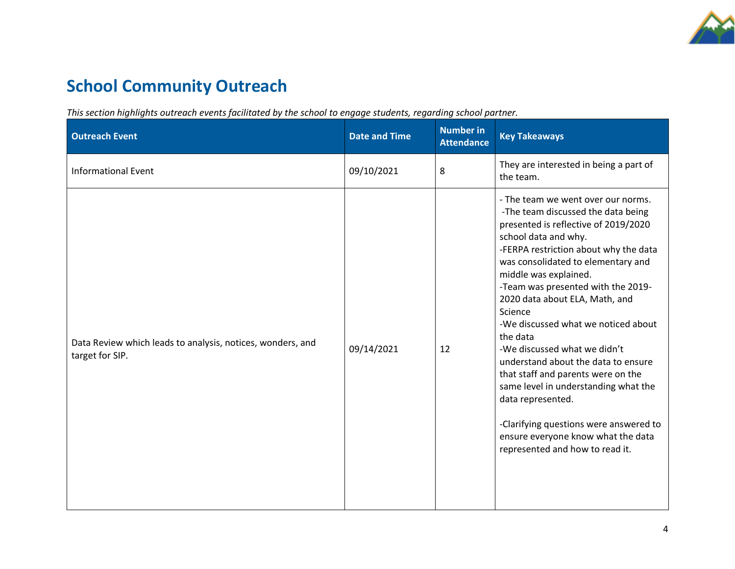## School Community Outreach

*This section highlights outreach events facilitated by the school to engage students, regarding school partner.*

| Outreach Event | Date and Time | Number in Attendance | Key Takeaways |
|---|---|---|---|
| Informational Event | 09/10/2021 | 8 | They are interested in being a part of the team. |
| Data Review which leads to analysis, notices, wonders, and target for SIP. | 09/14/2021 | 12 | - The team we went over our norms.<br>-The team discussed the data being presented is reflective of 2019/2020 school data and why.<br>-FERPA restriction about why the data was consolidated to elementary and middle was explained.<br>-Team was presented with the 2019-2020 data about ELA, Math, and Science<br>-We discussed what we noticed about the data<br>-We discussed what we didn't understand about the data to ensure that staff and parents were on the same level in understanding what the data represented.<br><br>-Clarifying questions were answered to ensure everyone know what the data represented and how to read it. |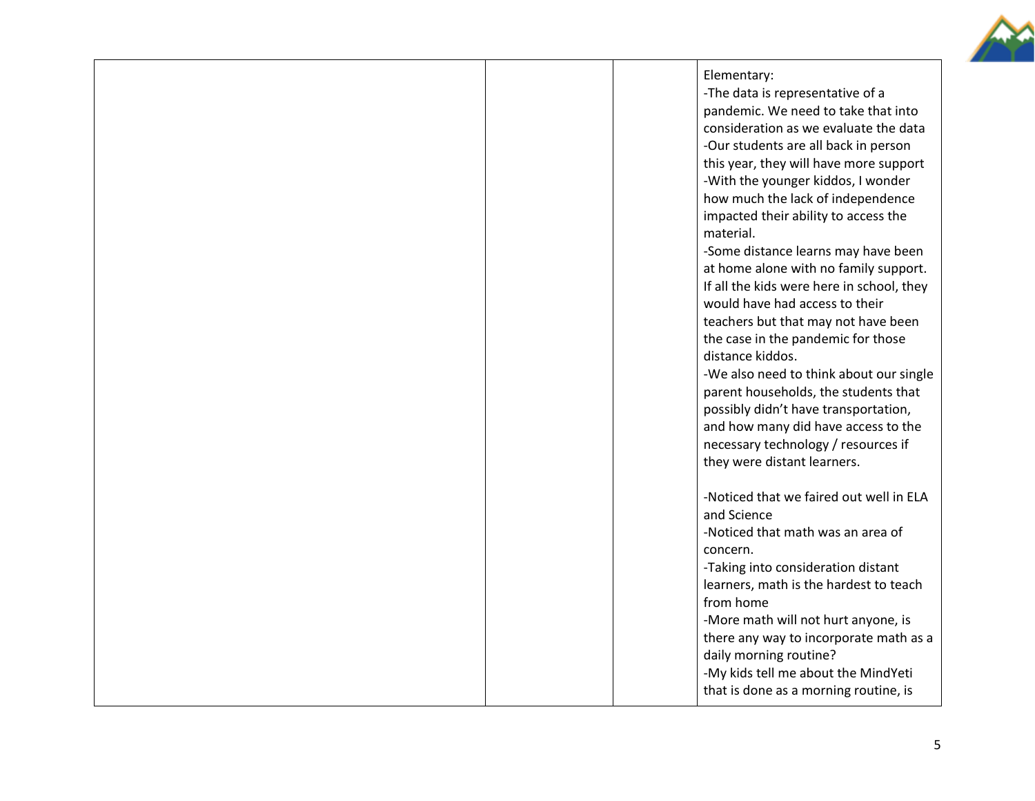| | | | |
|---|---|---|---|
| | | | Elementary:<br>-The data is representative of a pandemic. We need to take that into consideration as we evaluate the data<br>-Our students are all back in person this year, they will have more support<br>-With the younger kiddos, I wonder how much the lack of independence impacted their ability to access the material.<br>-Some distance learns may have been at home alone with no family support. If all the kids were here in school, they would have had access to their teachers but that may not have been the case in the pandemic for those distance kiddos.<br>-We also need to think about our single parent households, the students that possibly didn't have transportation, and how many did have access to the necessary technology / resources if they were distant learners.<br><br>-Noticed that we faired out well in ELA and Science<br>-Noticed that math was an area of concern.<br>-Taking into consideration distant learners, math is the hardest to teach from home<br>-More math will not hurt anyone, is there any way to incorporate math as a daily morning routine?<br>-My kids tell me about the MindYeti that is done as a morning routine, is |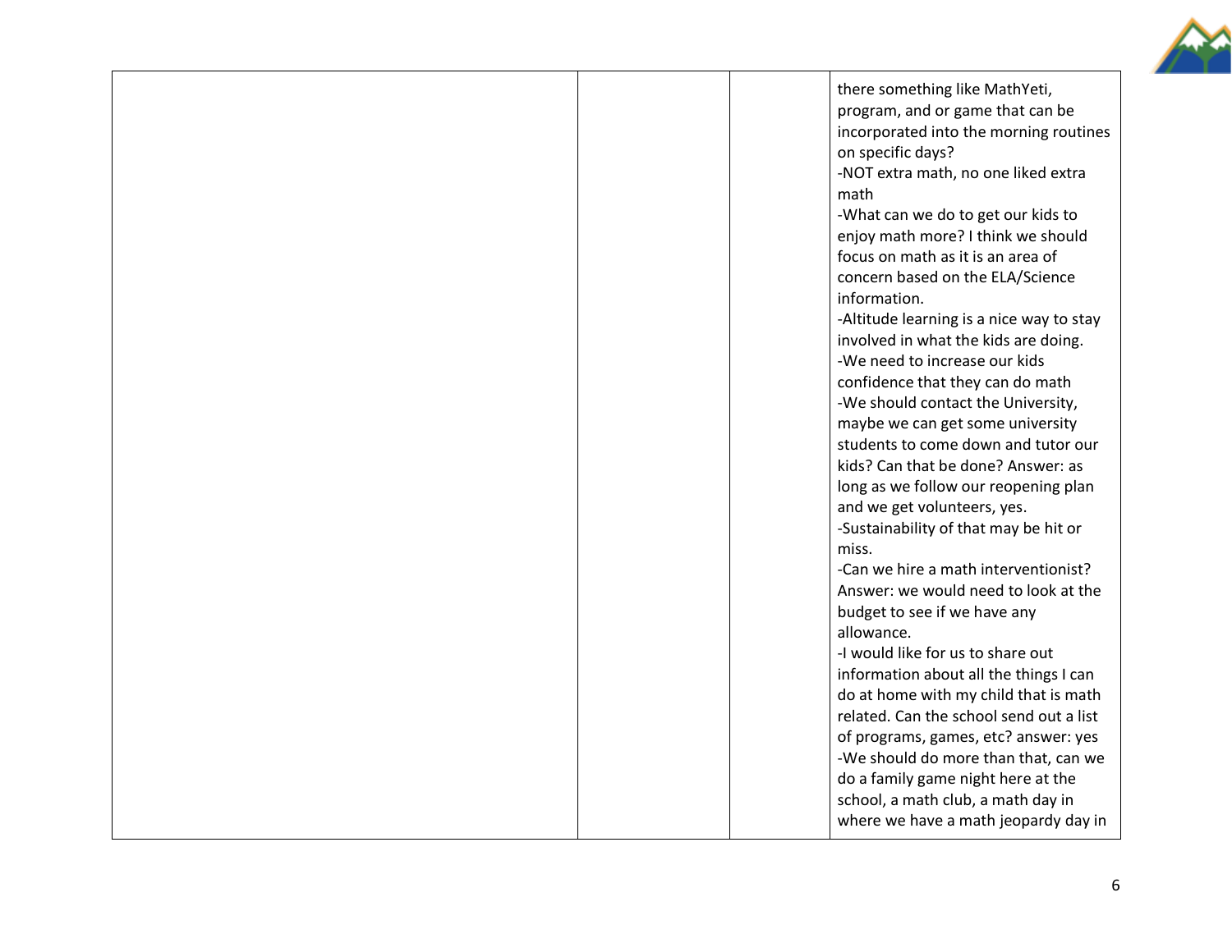| | | | |
|---|---|---|---|
| | | | there something like MathYeti, program, and or game that can be incorporated into the morning routines on specific days?<br>-NOT extra math, no one liked extra math<br>-What can we do to get our kids to enjoy math more? I think we should focus on math as it is an area of concern based on the ELA/Science information.<br>-Altitude learning is a nice way to stay involved in what the kids are doing.<br>-We need to increase our kids confidence that they can do math<br>-We should contact the University, maybe we can get some university students to come down and tutor our kids? Can that be done? Answer: as long as we follow our reopening plan and we get volunteers, yes.<br>-Sustainability of that may be hit or miss.<br>-Can we hire a math interventionist? Answer: we would need to look at the budget to see if we have any allowance.<br>-I would like for us to share out information about all the things I can do at home with my child that is math related. Can the school send out a list of programs, games, etc? answer: yes<br>-We should do more than that, can we do a family game night here at the school, a math club, a math day in where we have a math jeopardy day in |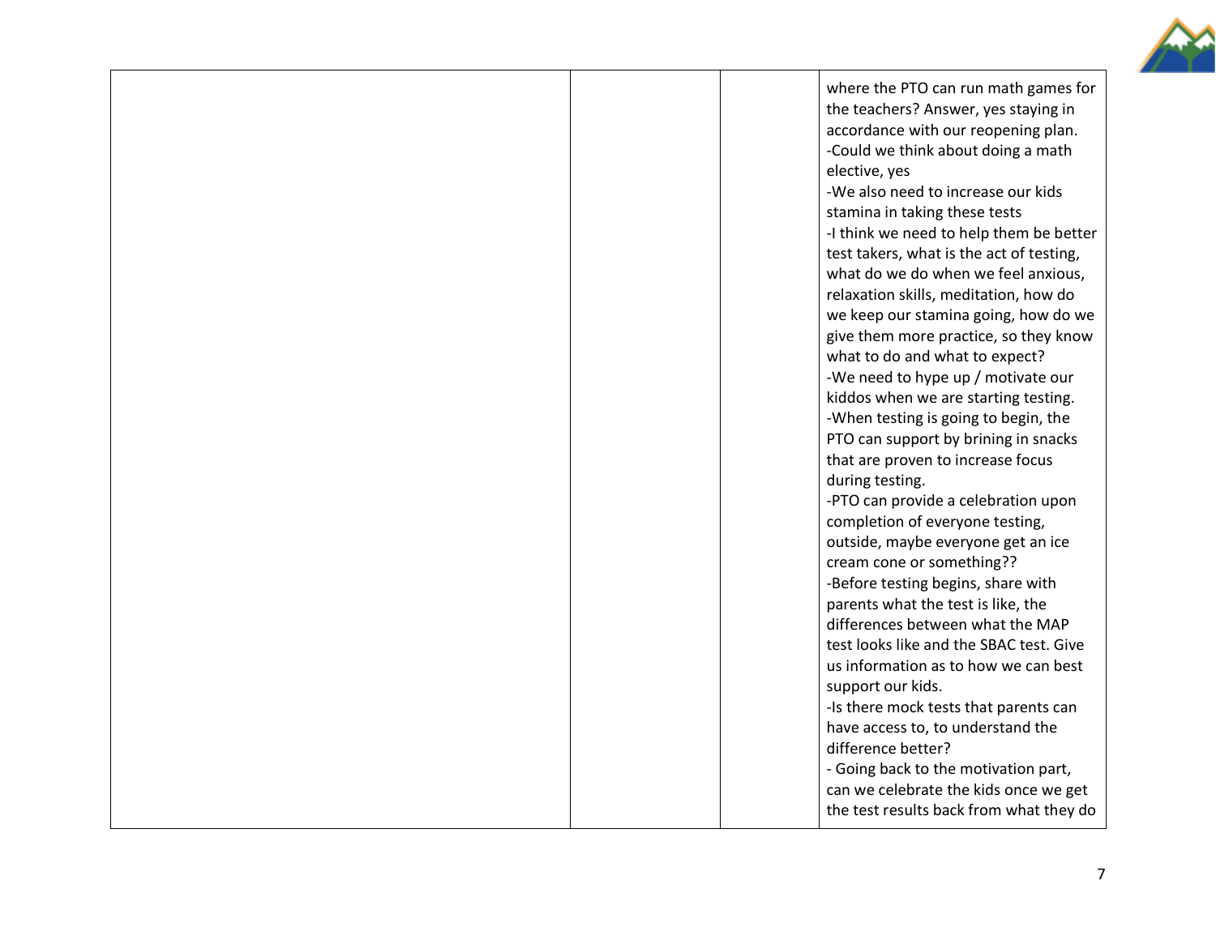| | | | |
|---|---|---|---|
| | | | where the PTO can run math games for the teachers? Answer, yes staying in accordance with our reopening plan.<br>-Could we think about doing a math elective, yes<br>-We also need to increase our kids stamina in taking these tests<br>-I think we need to help them be better test takers, what is the act of testing, what do we do when we feel anxious, relaxation skills, meditation, how do we keep our stamina going, how do we give them more practice, so they know what to do and what to expect?<br>-We need to hype up / motivate our kiddos when we are starting testing.<br>-When testing is going to begin, the PTO can support by brining in snacks that are proven to increase focus during testing.<br>-PTO can provide a celebration upon completion of everyone testing, outside, maybe everyone get an ice cream cone or something??<br>-Before testing begins, share with parents what the test is like, the differences between what the MAP test looks like and the SBAC test. Give us information as to how we can best support our kids.<br>-Is there mock tests that parents can have access to, to understand the difference better?<br>- Going back to the motivation part, can we celebrate the kids once we get the test results back from what they do |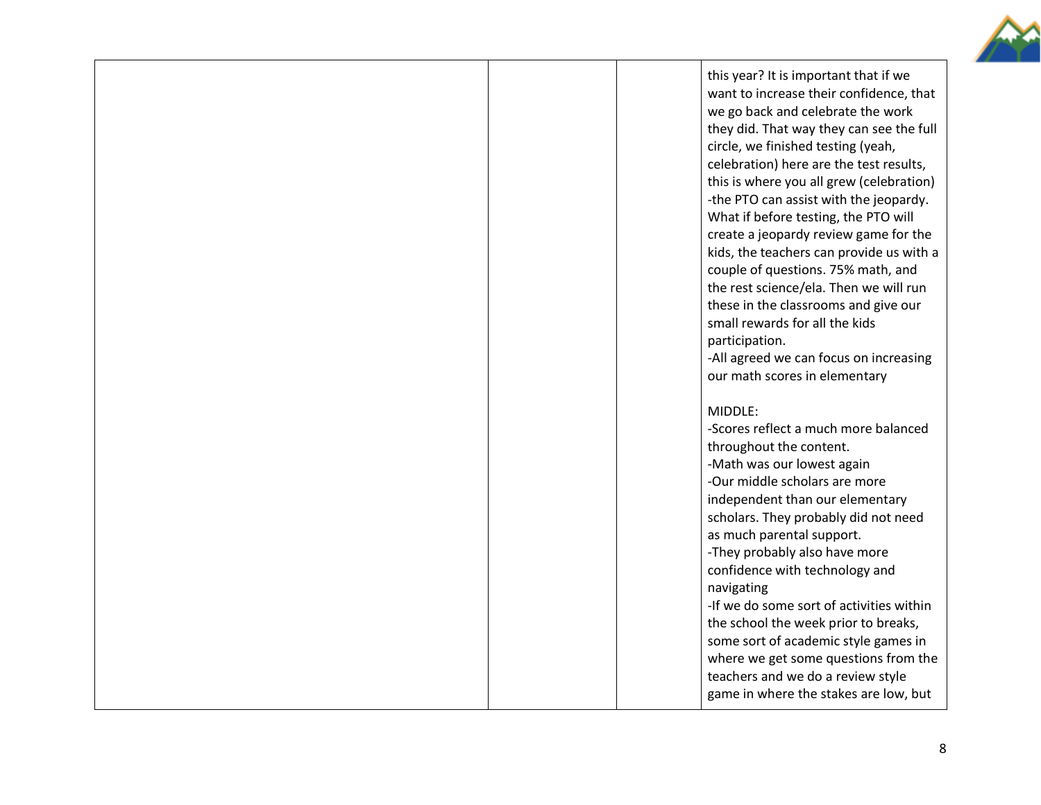| | | | |
|---|---|---|---|
| | | | this year? It is important that if we want to increase their confidence, that we go back and celebrate the work they did. That way they can see the full circle, we finished testing (yeah, celebration) here are the test results, this is where you all grew (celebration)<br>-the PTO can assist with the jeopardy. What if before testing, the PTO will create a jeopardy review game for the kids, the teachers can provide us with a couple of questions. 75% math, and the rest science/ela. Then we will run these in the classrooms and give our small rewards for all the kids participation.<br>-All agreed we can focus on increasing our math scores in elementary<br><br>MIDDLE:<br>-Scores reflect a much more balanced throughout the content.<br>-Math was our lowest again<br>-Our middle scholars are more independent than our elementary scholars. They probably did not need as much parental support.<br>-They probably also have more confidence with technology and navigating<br>-If we do some sort of activities within the school the week prior to breaks, some sort of academic style games in where we get some questions from the teachers and we do a review style game in where the stakes are low, but |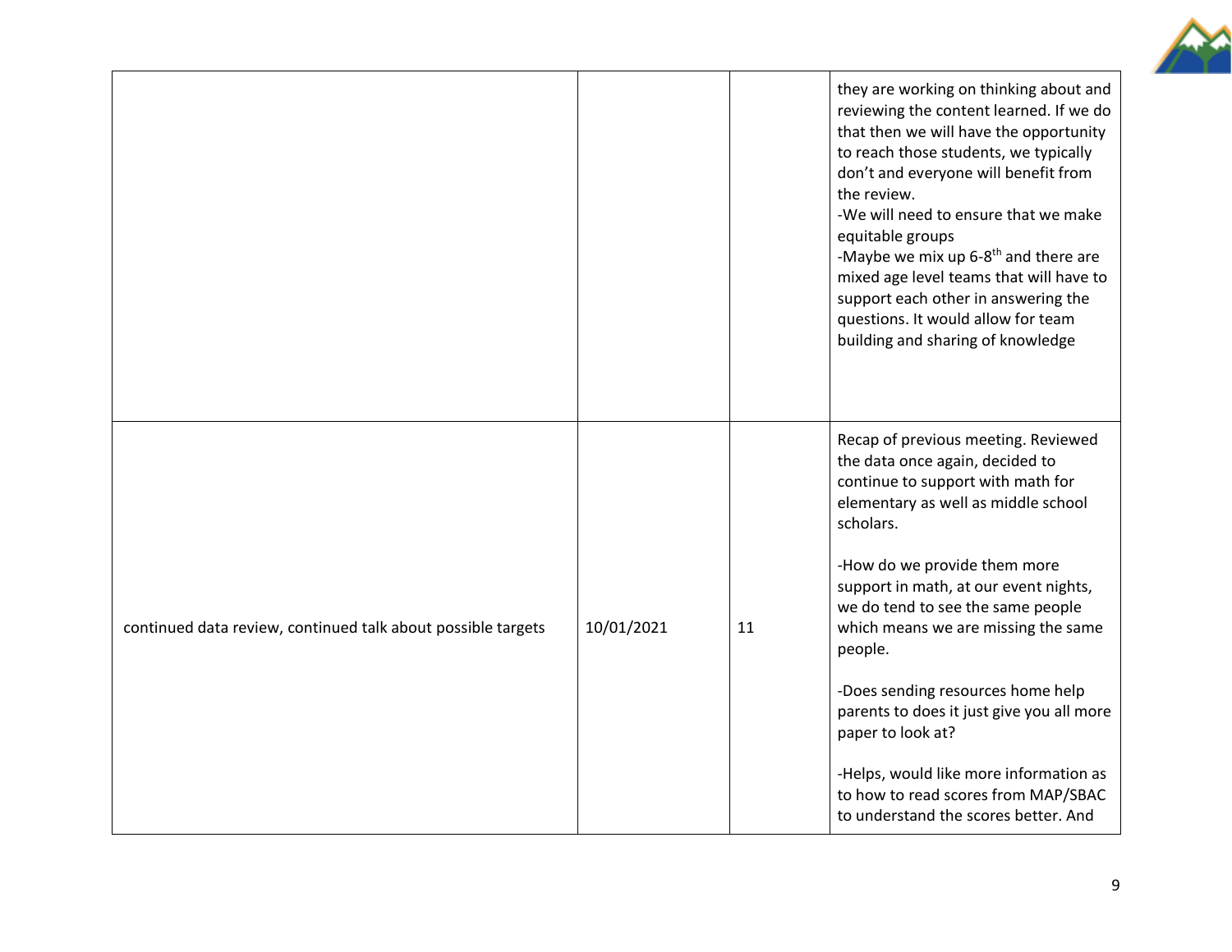| | | | |
|---|---|---|---|
| | | | they are working on thinking about and reviewing the content learned. If we do that then we will have the opportunity to reach those students, we typically don't and everyone will benefit from the review.<br>-We will need to ensure that we make equitable groups<br>-Maybe we mix up 6-8th and there are mixed age level teams that will have to support each other in answering the questions. It would allow for team building and sharing of knowledge |
| continued data review, continued talk about possible targets | 10/01/2021 | 11 | Recap of previous meeting. Reviewed the data once again, decided to continue to support with math for elementary as well as middle school scholars.<br><br>-How do we provide them more support in math, at our event nights, we do tend to see the same people which means we are missing the same people.<br><br>-Does sending resources home help parents to does it just give you all more paper to look at?<br><br>-Helps, would like more information as to how to read scores from MAP/SBAC to understand the scores better. And |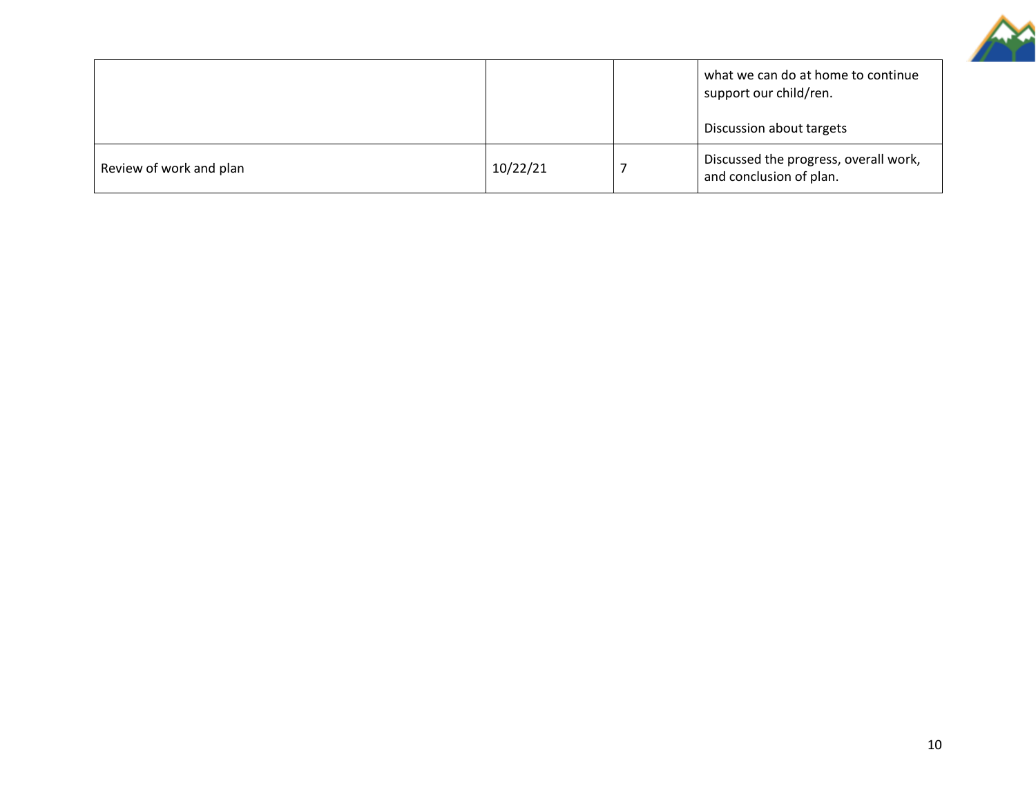| | | | |
|---|---|---|---|
| | | | what we can do at home to continue support our child/ren.<br><br>Discussion about targets |
| Review of work and plan | 10/22/21 | 7 | Discussed the progress, overall work, and conclusion of plan. |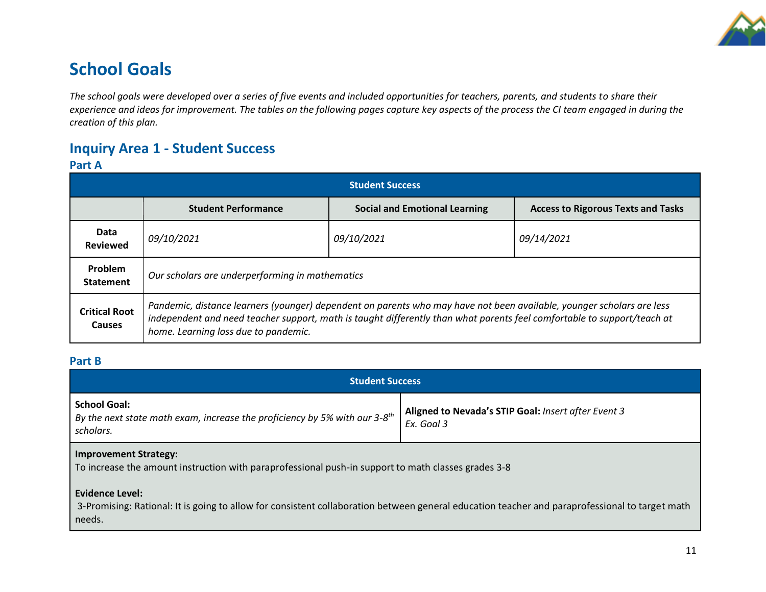# School Goals

*The school goals were developed over a series of five events and included opportunities for teachers, parents, and students to share their experience and ideas for improvement. The tables on the following pages capture key aspects of the process the CI team engaged in during the creation of this plan.*

## Inquiry Area 1 - Student Success

### Part A

| Student Success | | | |
|---|---|---|---|
| | **Student Performance** | **Social and Emotional Learning** | **Access to Rigorous Texts and Tasks** |
| **Data Reviewed** | *09/10/2021* | *09/10/2021* | *09/14/2021* |
| **Problem Statement** | *Our scholars are underperforming in mathematics* | | |
| **Critical Root Causes** | *Pandemic, distance learners (younger) dependent on parents who may have not been available, younger scholars are less independent and need teacher support, math is taught differently than what parents feel comfortable to support/teach at home. Learning loss due to pandemic.* | | |

### Part B

| Student Success | |
|---|---|
| **School Goal:** *By the next state math exam, increase the proficiency by 5% with our 3-8th scholars.* | **Aligned to Nevada's STIP Goal:** *Insert after Event 3 Ex. Goal 3* |

**Improvement Strategy:**
To increase the amount instruction with paraprofessional push-in support to math classes grades 3-8

**Evidence Level:**
3-Promising: Rational: It is going to allow for consistent collaboration between general education teacher and paraprofessional to target math needs.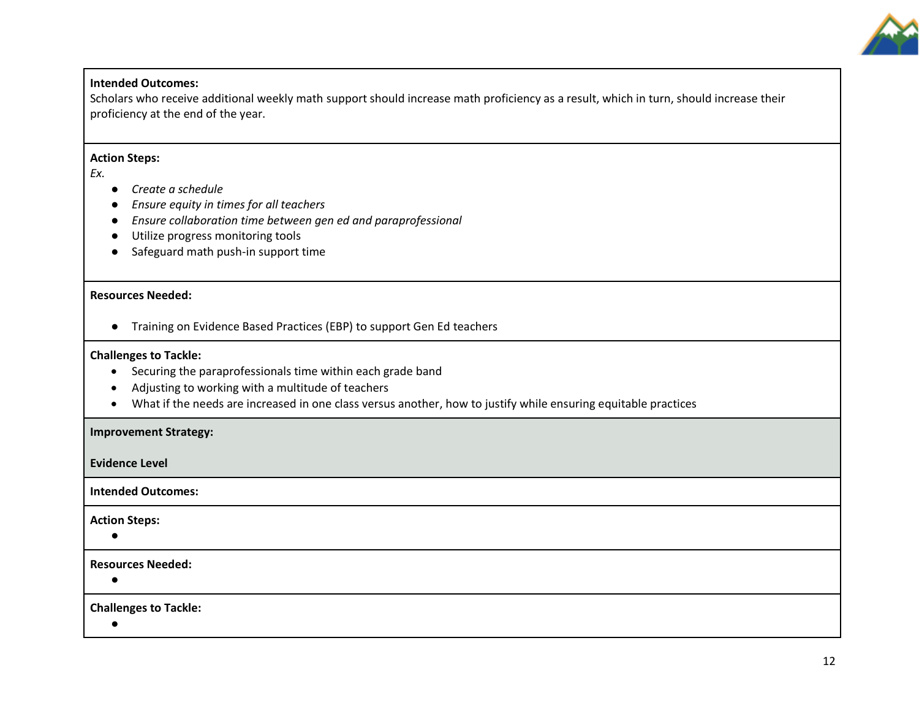**Intended Outcomes:**
Scholars who receive additional weekly math support should increase math proficiency as a result, which in turn, should increase their proficiency at the end of the year.

**Action Steps:**
*Ex.*

- *Create a schedule*
- *Ensure equity in times for all teachers*
- *Ensure collaboration time between gen ed and paraprofessional*
- Utilize progress monitoring tools
- Safeguard math push-in support time

**Resources Needed:**

- Training on Evidence Based Practices (EBP) to support Gen Ed teachers

**Challenges to Tackle:**

- Securing the paraprofessionals time within each grade band
- Adjusting to working with a multitude of teachers
- What if the needs are increased in one class versus another, how to justify while ensuring equitable practices

**Improvement Strategy:**

**Evidence Level**

**Intended Outcomes:**

**Action Steps:**

-

**Resources Needed:**

-

**Challenges to Tackle:**

-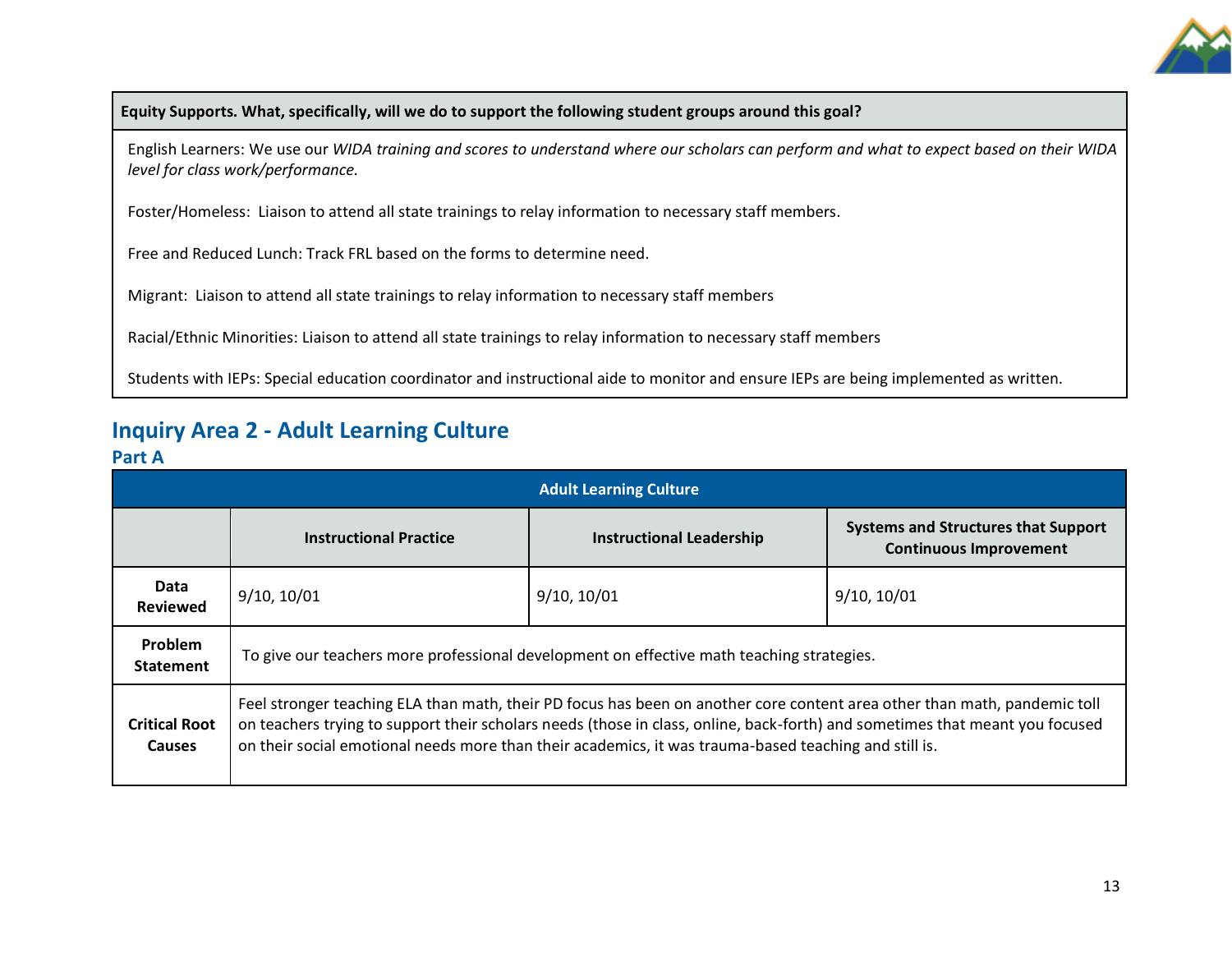| Equity Supports. What, specifically, will we do to support the following student groups around this goal? |
|---|
| English Learners: We use our *WIDA training and scores to understand where our scholars can perform and what to expect based on their WIDA level for class work/performance.*<br><br>Foster/Homeless: Liaison to attend all state trainings to relay information to necessary staff members.<br><br>Free and Reduced Lunch: Track FRL based on the forms to determine need.<br><br>Migrant: Liaison to attend all state trainings to relay information to necessary staff members<br><br>Racial/Ethnic Minorities: Liaison to attend all state trainings to relay information to necessary staff members<br><br>Students with IEPs: Special education coordinator and instructional aide to monitor and ensure IEPs are being implemented as written. |

## Inquiry Area 2 - Adult Learning Culture

### Part A

| Adult Learning Culture | | | |
|---|---|---|---|
| | **Instructional Practice** | **Instructional Leadership** | **Systems and Structures that Support Continuous Improvement** |
| **Data Reviewed** | 9/10, 10/01 | 9/10, 10/01 | 9/10, 10/01 |
| **Problem Statement** | To give our teachers more professional development on effective math teaching strategies. | | |
| **Critical Root Causes** | Feel stronger teaching ELA than math, their PD focus has been on another core content area other than math, pandemic toll on teachers trying to support their scholars needs (those in class, online, back-forth) and sometimes that meant you focused on their social emotional needs more than their academics, it was trauma-based teaching and still is. | | |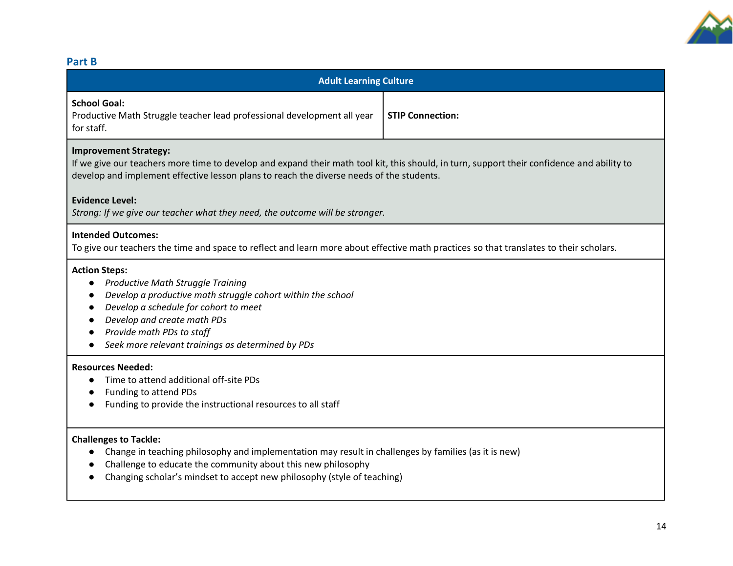## Part B

| Adult Learning Culture | |
|---|---|
| **School Goal:**<br>Productive Math Struggle teacher lead professional development all year for staff. | **STIP Connection:** |
| **Improvement Strategy:**<br>If we give our teachers more time to develop and expand their math tool kit, this should, in turn, support their confidence and ability to develop and implement effective lesson plans to reach the diverse needs of the students.<br><br>**Evidence Level:**<br>*Strong: If we give our teacher what they need, the outcome will be stronger.* | |
| **Intended Outcomes:**<br>To give our teachers the time and space to reflect and learn more about effective math practices so that translates to their scholars. | |
| **Action Steps:**<br>● *Productive Math Struggle Training*<br>● *Develop a productive math struggle cohort within the school*<br>● *Develop a schedule for cohort to meet*<br>● *Develop and create math PDs*<br>● *Provide math PDs to staff*<br>● *Seek more relevant trainings as determined by PDs* | |
| **Resources Needed:**<br>● Time to attend additional off-site PDs<br>● Funding to attend PDs<br>● Funding to provide the instructional resources to all staff | |
| **Challenges to Tackle:**<br>● Change in teaching philosophy and implementation may result in challenges by families (as it is new)<br>● Challenge to educate the community about this new philosophy<br>● Changing scholar's mindset to accept new philosophy (style of teaching) | |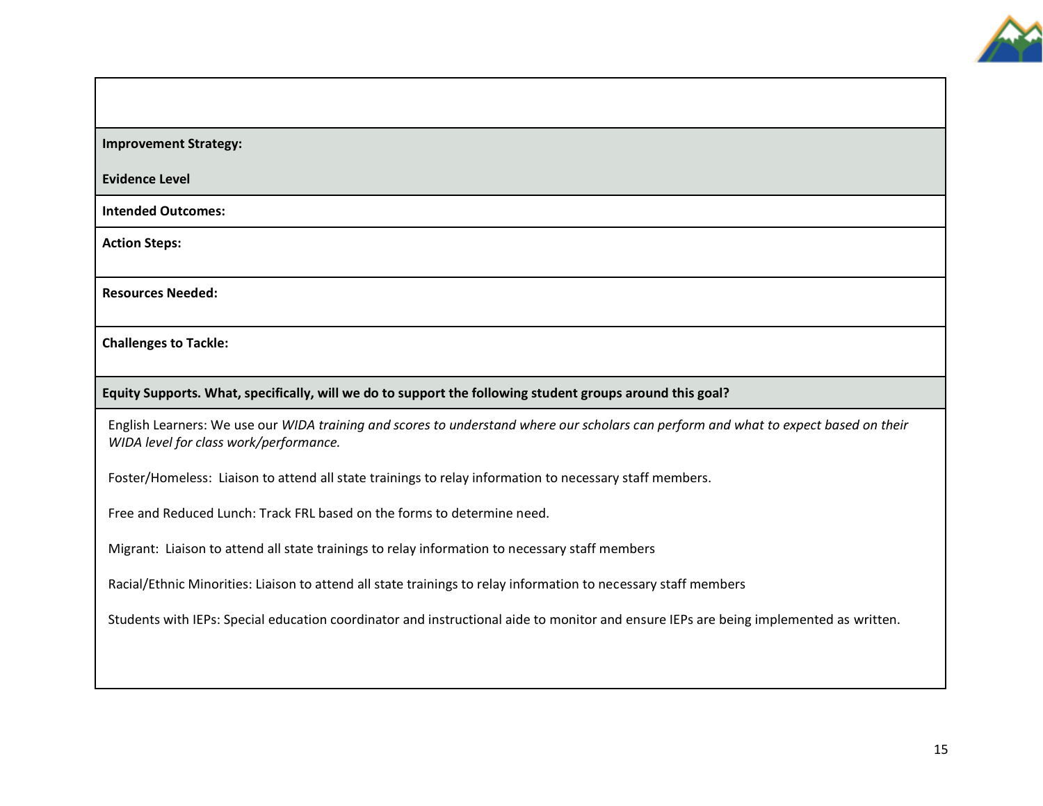**Improvement Strategy:**

**Evidence Level**

**Intended Outcomes:**

**Action Steps:**

**Resources Needed:**

**Challenges to Tackle:**

**Equity Supports. What, specifically, will we do to support the following student groups around this goal?**

English Learners: We use our *WIDA training and scores to understand where our scholars can perform and what to expect based on their WIDA level for class work/performance.*

Foster/Homeless: Liaison to attend all state trainings to relay information to necessary staff members.

Free and Reduced Lunch: Track FRL based on the forms to determine need.

Migrant: Liaison to attend all state trainings to relay information to necessary staff members

Racial/Ethnic Minorities: Liaison to attend all state trainings to relay information to necessary staff members

Students with IEPs: Special education coordinator and instructional aide to monitor and ensure IEPs are being implemented as written.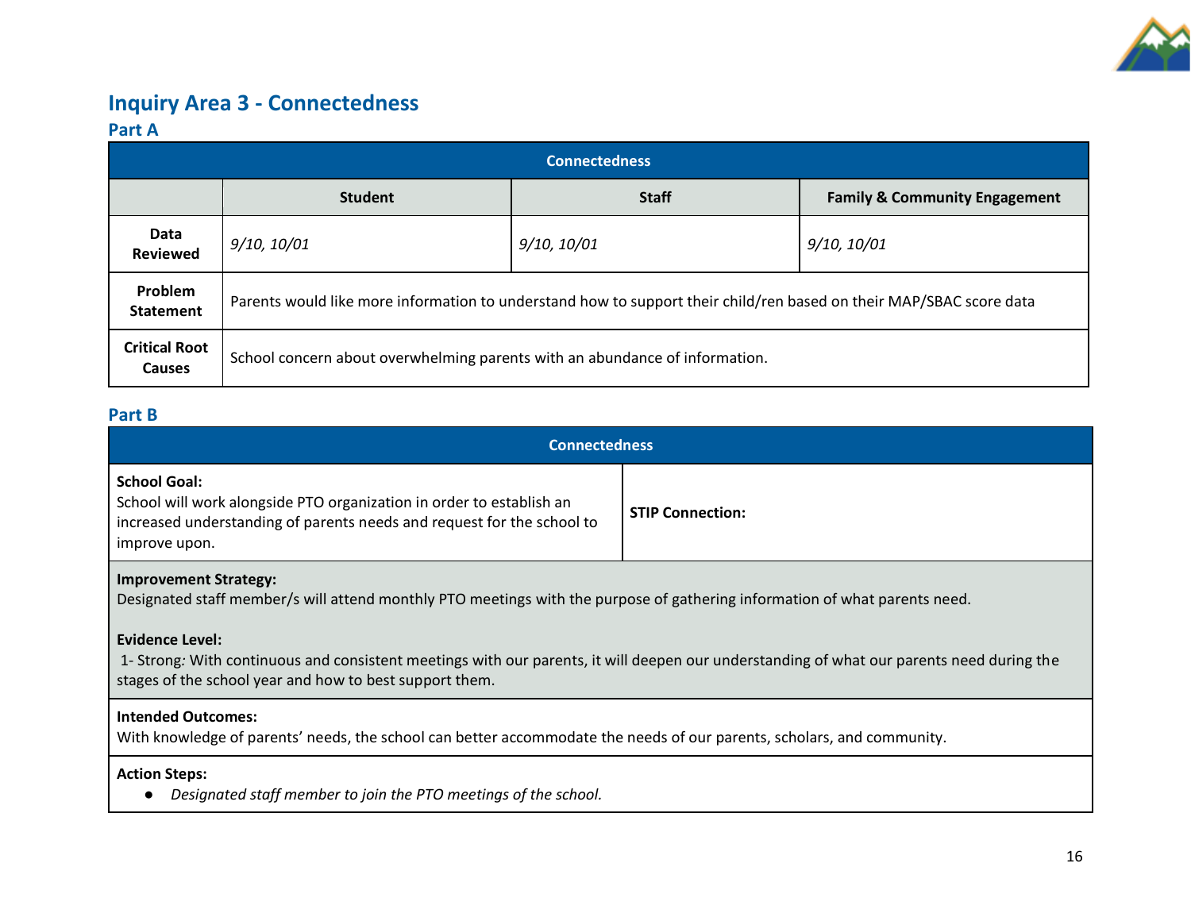## Inquiry Area 3 - Connectedness

### Part A

| Connectedness | | | |
|---|---|---|---|
| | **Student** | **Staff** | **Family & Community Engagement** |
| **Data Reviewed** | *9/10, 10/01* | *9/10, 10/01* | *9/10, 10/01* |
| **Problem Statement** | Parents would like more information to understand how to support their child/ren based on their MAP/SBAC score data | | |
| **Critical Root Causes** | School concern about overwhelming parents with an abundance of information. | | |

### Part B

| Connectedness | |
|---|---|
| **School Goal:** School will work alongside PTO organization in order to establish an increased understanding of parents needs and request for the school to improve upon. | **STIP Connection:** |
| **Improvement Strategy:** Designated staff member/s will attend monthly PTO meetings with the purpose of gathering information of what parents need. **Evidence Level:** 1- Strong*:* With continuous and consistent meetings with our parents, it will deepen our understanding of what our parents need during the stages of the school year and how to best support them. | |
| **Intended Outcomes:** With knowledge of parents' needs, the school can better accommodate the needs of our parents, scholars, and community. | |
| **Action Steps:** ● *Designated staff member to join the PTO meetings of the school.* | |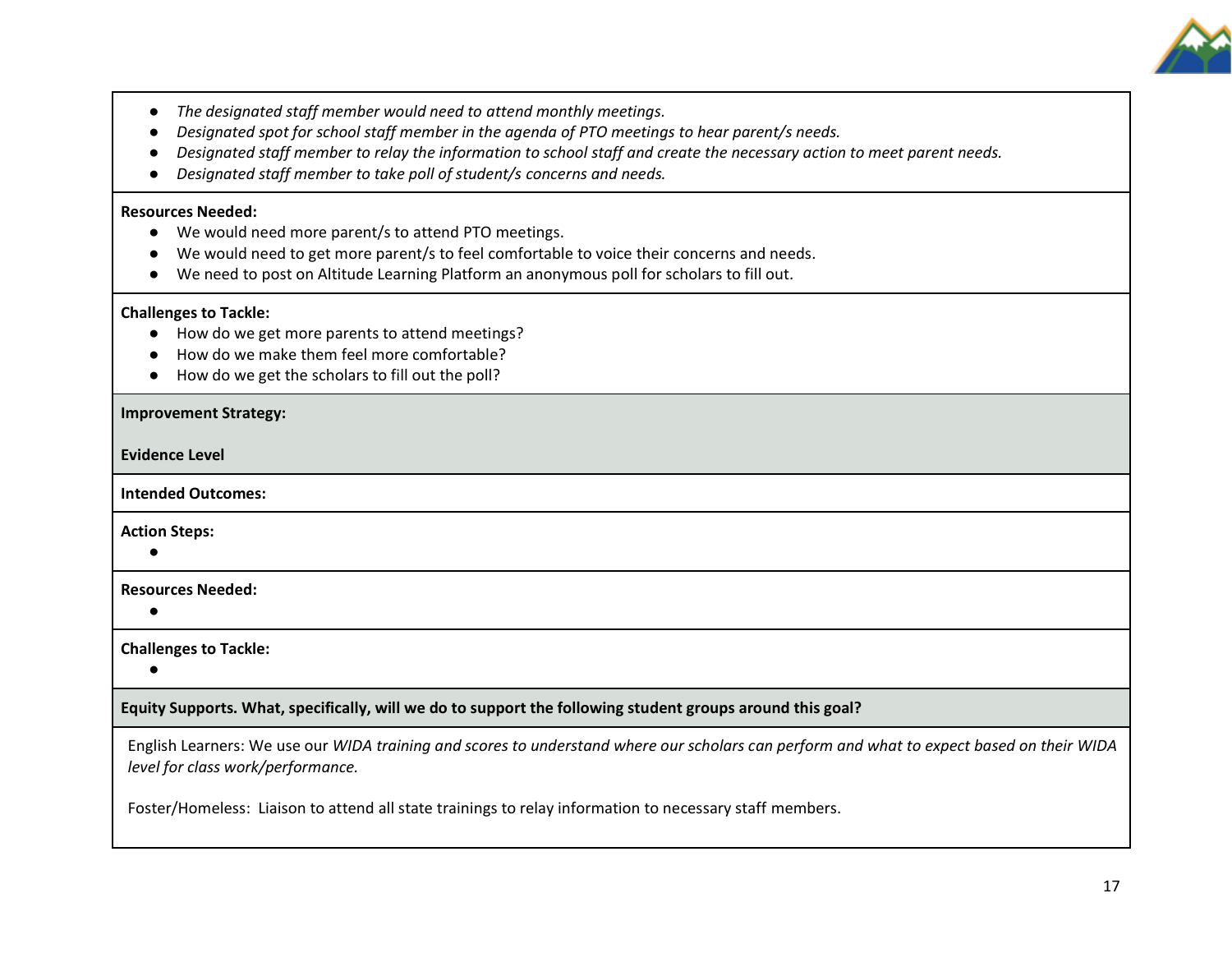- *The designated staff member would need to attend monthly meetings.*
- *Designated spot for school staff member in the agenda of PTO meetings to hear parent/s needs.*
- *Designated staff member to relay the information to school staff and create the necessary action to meet parent needs.*
- *Designated staff member to take poll of student/s concerns and needs.*

**Resources Needed:**

- We would need more parent/s to attend PTO meetings.
- We would need to get more parent/s to feel comfortable to voice their concerns and needs.
- We need to post on Altitude Learning Platform an anonymous poll for scholars to fill out.

**Challenges to Tackle:**

- How do we get more parents to attend meetings?
- How do we make them feel more comfortable?
- How do we get the scholars to fill out the poll?

**Improvement Strategy:**

**Evidence Level**

**Intended Outcomes:**

**Action Steps:**

-

**Resources Needed:**

-

**Challenges to Tackle:**

-

**Equity Supports. What, specifically, will we do to support the following student groups around this goal?**

English Learners: We use our *WIDA training and scores to understand where our scholars can perform and what to expect based on their WIDA level for class work/performance.*

Foster/Homeless: Liaison to attend all state trainings to relay information to necessary staff members.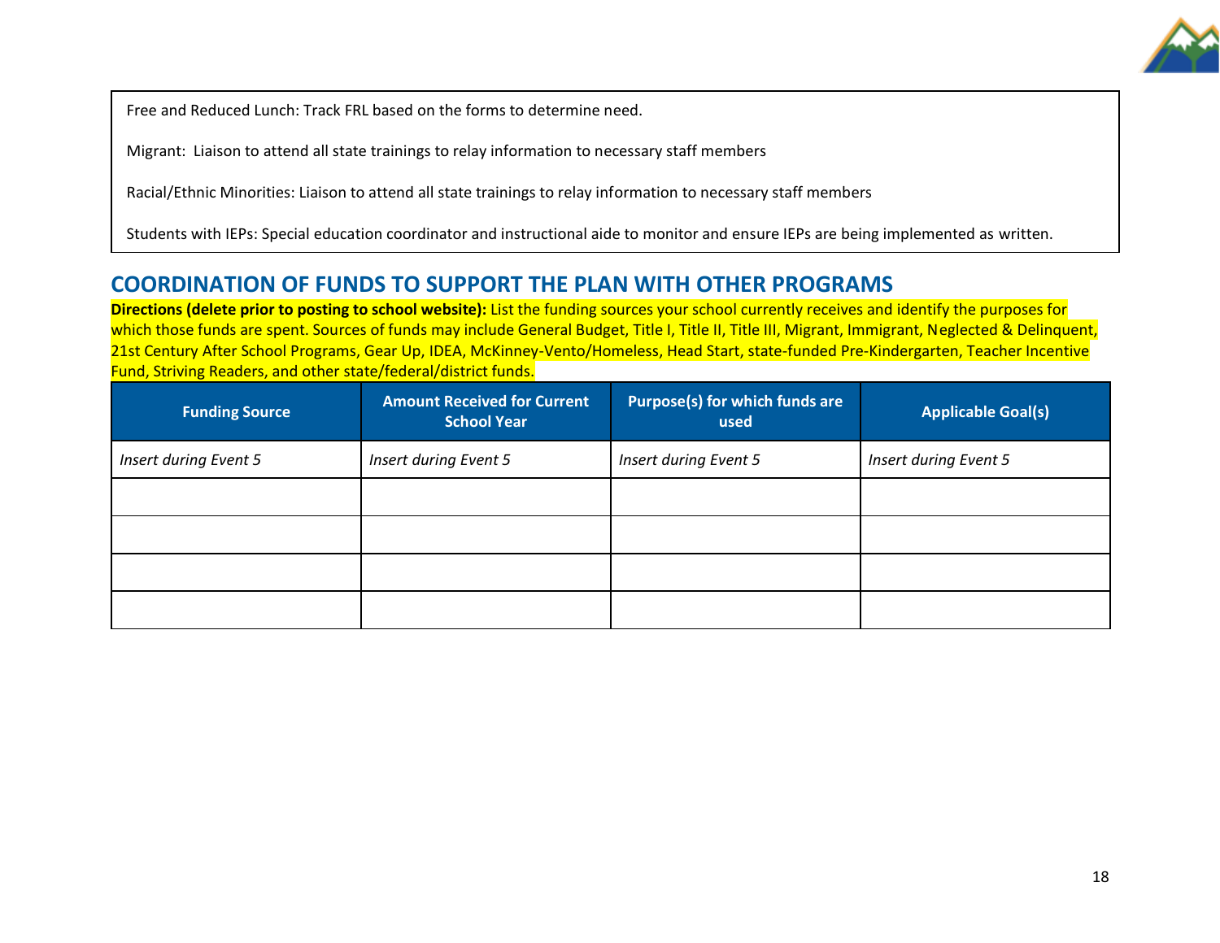| |
|---|
| Free and Reduced Lunch: Track FRL based on the forms to determine need. |
| Migrant: Liaison to attend all state trainings to relay information to necessary staff members |
| Racial/Ethnic Minorities: Liaison to attend all state trainings to relay information to necessary staff members |
| Students with IEPs: Special education coordinator and instructional aide to monitor and ensure IEPs are being implemented as written. |

## COORDINATION OF FUNDS TO SUPPORT THE PLAN WITH OTHER PROGRAMS

**Directions (delete prior to posting to school website):** List the funding sources your school currently receives and identify the purposes for which those funds are spent. Sources of funds may include General Budget, Title I, Title II, Title III, Migrant, Immigrant, Neglected & Delinquent, 21st Century After School Programs, Gear Up, IDEA, McKinney-Vento/Homeless, Head Start, state-funded Pre-Kindergarten, Teacher Incentive Fund, Striving Readers, and other state/federal/district funds.

| Funding Source | Amount Received for Current School Year | Purpose(s) for which funds are used | Applicable Goal(s) |
|---|---|---|---|
| *Insert during Event 5* | *Insert during Event 5* | *Insert during Event 5* | *Insert during Event 5* |
| | | | |
| | | | |
| | | | |
| | | | |